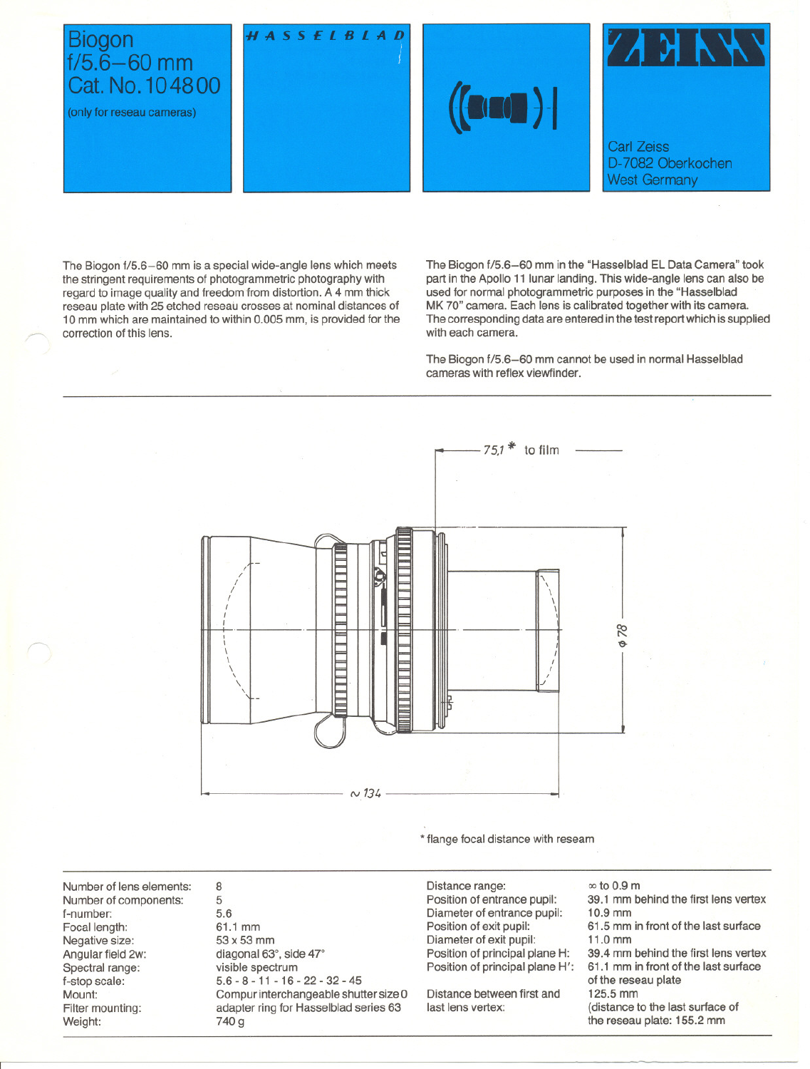# Biogon f/5.6–60 mm Cat. No. 104800

(only for reseau cameras)

HASSELBLAD

ZEISS

Carl Zeiss
D-7082 Oberkochen
West Germany

The Biogon f/5.6–60 mm is a special wide-angle lens which meets the stringent requirements of photogrammetric photography with regard to image quality and freedom from distortion. A 4 mm thick reseau plate with 25 etched reseau crosses at nominal distances of 10 mm which are maintained to within 0.005 mm, is provided for the correction of this lens.

The Biogon f/5.6–60 mm in the "Hasselblad EL Data Camera" took part in the Apollo 11 lunar landing. This wide-angle lens can also be used for normal photogrammetric purposes in the "Hasselblad MK 70" camera. Each lens is calibrated together with its camera. The corresponding data are entered in the test report which is supplied with each camera.

The Biogon f/5.6–60 mm cannot be used in normal Hasselblad cameras with reflex viewfinder.

75,1 * to film

ϕ 78

∿ 134

* flange focal distance with reseam

| | |
|---|---|
| Number of lens elements: | 8 |
| Number of components: | 5 |
| f-number: | 5.6 |
| Focal length: | 61.1 mm |
| Negative size: | 53 x 53 mm |
| Angular field 2w: | diagonal 63°, side 47° |
| Spectral range: | visible spectrum |
| f-stop scale: | 5.6 - 8 - 11 - 16 - 22 - 32 - 45 |
| Mount: | Compur interchangeable shutter size 0 |
| Filter mounting: | adapter ring for Hasselblad series 63 |
| Weight: | 740 g |
| Distance range: | ∞ to 0.9 m |
| Position of entrance pupil: | 39.1 mm behind the first lens vertex |
| Diameter of entrance pupil: | 10.9 mm |
| Position of exit pupil: | 61.5 mm in front of the last surface |
| Diameter of exit pupil: | 11.0 mm |
| Position of principal plane H: | 39.4 mm behind the first lens vertex |
| Position of principal plane H': | 61.1 mm in front of the last surface of the reseau plate |
| Distance between first and last lens vertex: | 125.5 mm (distance to the last surface of the reseau plate: 155.2 mm |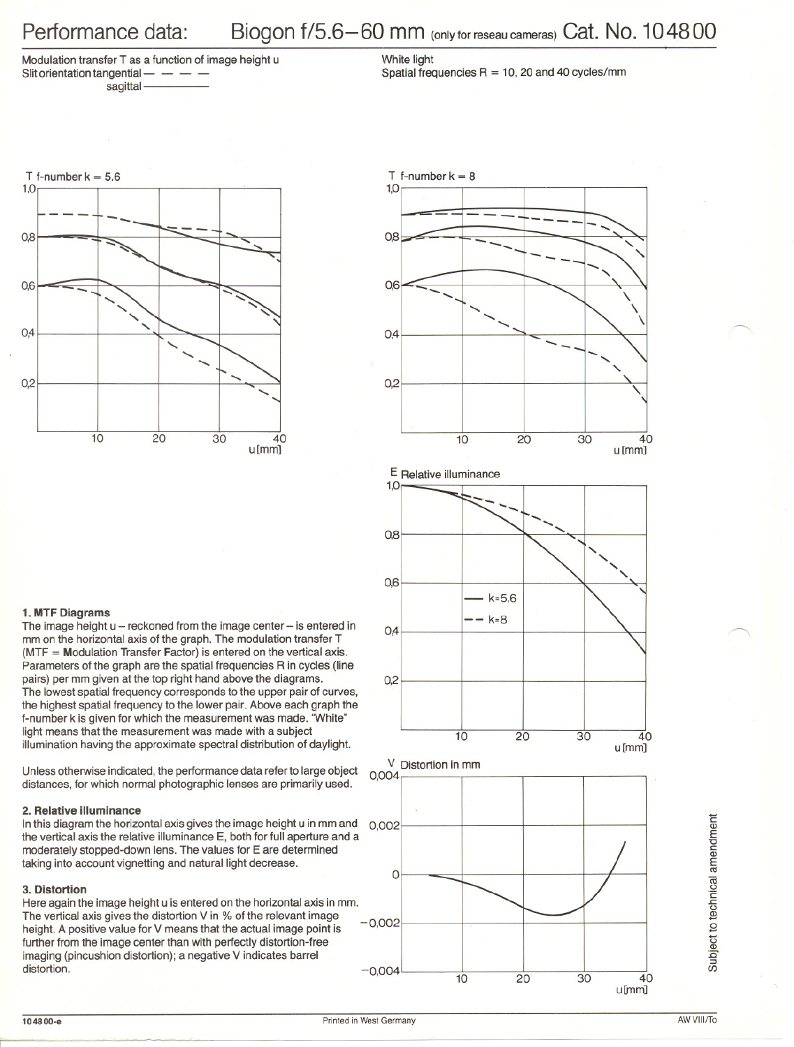# Performance data: Biogon f/5.6–60 mm (only for reseau cameras) Cat. No. 104800

Modulation transfer T as a function of image height u
Slit orientation tangential — — — —
sagittal ————

White light
Spatial frequencies R = 10, 20 and 40 cycles/mm

T f-number k = 5.6
1,0
0,8
0,6
0,4
0,2
10 20 30 40
u [mm]

T f-number k = 8
1,0
0,8
0,6
0,4
0,2
10 20 30 40
u [mm]

E Relative illuminance
1,0
0,8
0,6
0,4
0,2
— k=5,6
-- k=8
10 20 30 40
u [mm]

V Distortion in mm
0,004
0,002
0
−0,002
−0,004
10 20 30 40
u [mm]

### 1. MTF Diagrams

The image height u – reckoned from the image center – is entered in mm on the horizontal axis of the graph. The modulation transfer T (MTF = **M**odulation **T**ransfer **F**actor) is entered on the vertical axis. Parameters of the graph are the spatial frequencies R in cycles (line pairs) per mm given at the top right hand above the diagrams. The lowest spatial frequency corresponds to the upper pair of curves, the highest spatial frequency to the lower pair. Above each graph the f-number k is given for which the measurement was made. "White" light means that the measurement was made with a subject illumination having the approximate spectral distribution of daylight.

Unless otherwise indicated, the performance data refer to large object distances, for which normal photographic lenses are primarily used.

### 2. Relative illuminance

In this diagram the horizontal axis gives the image height u in mm and the vertical axis the relative illuminance E, both for full aperture and a moderately stopped-down lens. The values for E are determined taking into account vignetting and natural light decrease.

### 3. Distortion

Here again the image height u is entered on the horizontal axis in mm. The vertical axis gives the distortion V in % of the relevant image height. A positive value for V means that the actual image point is further from the image center than with perfectly distortion-free imaging (pincushion distortion); a negative V indicates barrel distortion.

Subject to technical amendment

104800-e

Printed in West Germany

AW VIII/To